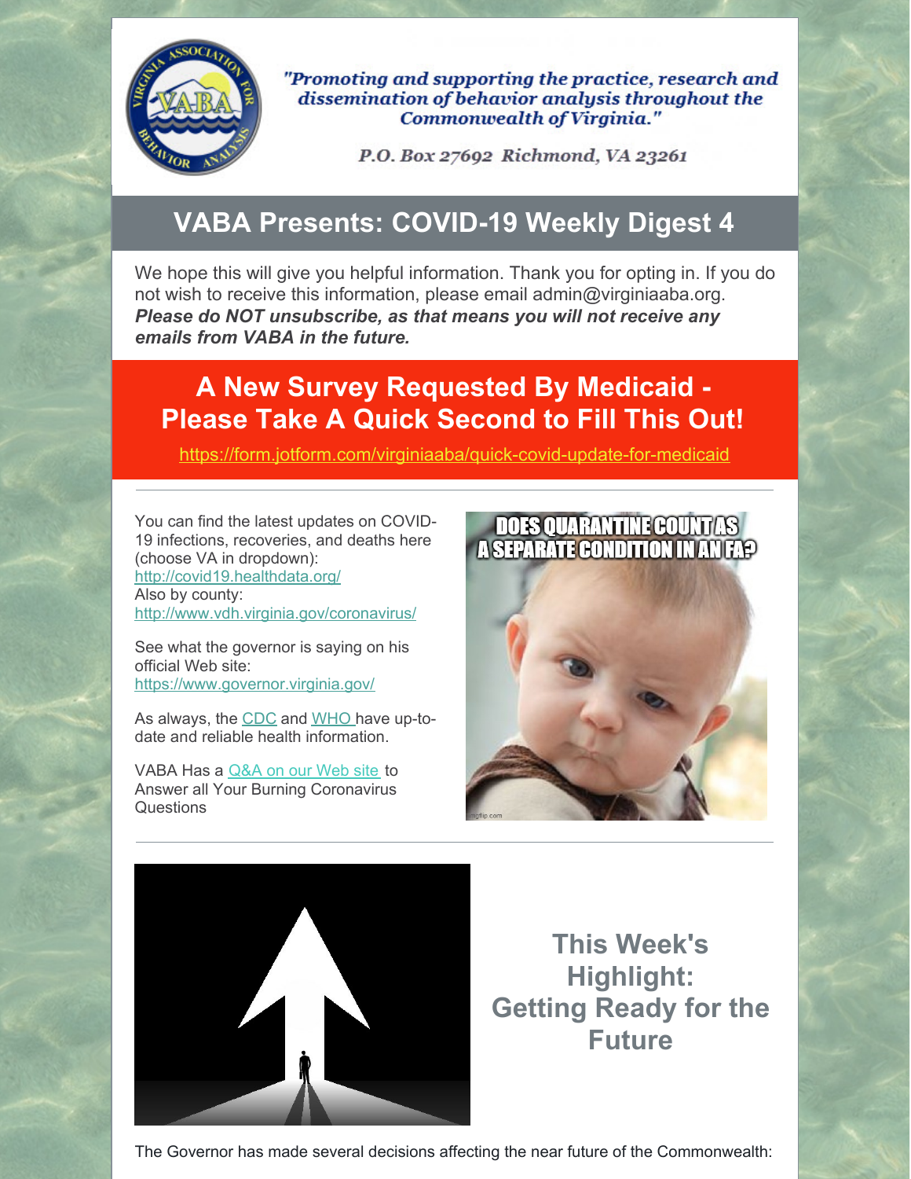"Promoting and supporting the practice, research and dissemination of behavior analysis throughout the Commonwealth of Virginia."

P.O. Box 27692 Richmond, VA 23261

# VABA Presents: COVID-19 Weekly Digest 4

We hope this will give you helpful information. Thank you for opting in. If you do not wish to receive this information, please email admin@virginiaaba.org. ***Please do NOT unsubscribe, as that means you will not receive any emails from VABA in the future.***

## A New Survey Requested By Medicaid - Please Take A Quick Second to Fill This Out!

https://form.jotform.com/virginiaaba/quick-covid-update-for-medicaid

---

You can find the latest updates on COVID-19 infections, recoveries, and deaths here (choose VA in dropdown): http://covid19.healthdata.org/
Also by county: http://www.vdh.virginia.gov/coronavirus/

See what the governor is saying on his official Web site: https://www.governor.virginia.gov/

As always, the CDC and WHO have up-to-date and reliable health information.

VABA Has a Q&A on our Web site to Answer all Your Burning Coronavirus Questions

DOES QUARANTINE COUNT AS A SEPARATE CONDITION IN AN FA?

---

## This Week's Highlight: Getting Ready for the Future

The Governor has made several decisions affecting the near future of the Commonwealth: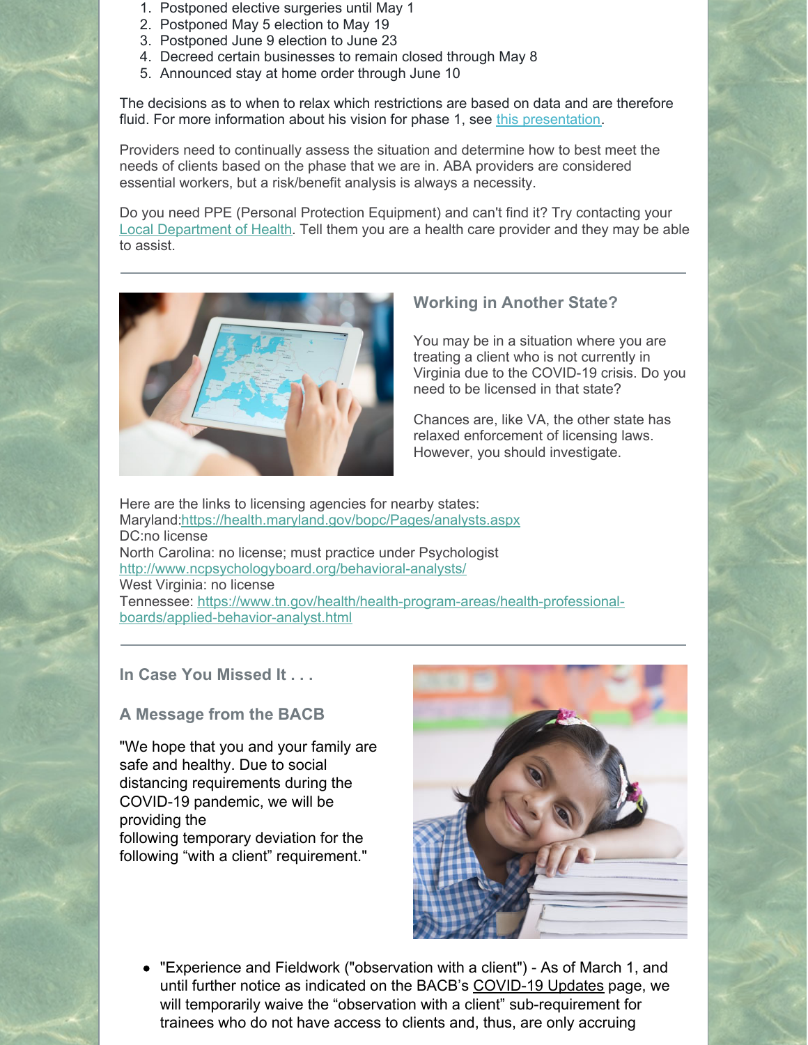1. Postponed elective surgeries until May 1
2. Postponed May 5 election to May 19
3. Postponed June 9 election to June 23
4. Decreed certain businesses to remain closed through May 8
5. Announced stay at home order through June 10

The decisions as to when to relax which restrictions are based on data and are therefore fluid. For more information about his vision for phase 1, see [this presentation].

Providers need to continually assess the situation and determine how to best meet the needs of clients based on the phase that we are in. ABA providers are considered essential workers, but a risk/benefit analysis is always a necessity.

Do you need PPE (Personal Protection Equipment) and can't find it? Try contacting your [Local Department of Health]. Tell them you are a health care provider and they may be able to assist.

---

### Working in Another State?

You may be in a situation where you are treating a client who is not currently in Virginia due to the COVID-19 crisis. Do you need to be licensed in that state?

Chances are, like VA, the other state has relaxed enforcement of licensing laws. However, you should investigate.

Here are the links to licensing agencies for nearby states:
Maryland:https://health.maryland.gov/bopc/Pages/analysts.aspx
DC:no license
North Carolina: no license; must practice under Psychologist
http://www.ncpsychologyboard.org/behavioral-analysts/
West Virginia: no license
Tennessee: https://www.tn.gov/health/health-program-areas/health-professional-boards/applied-behavior-analyst.html

---

### In Case You Missed It . . .

### A Message from the BACB

"We hope that you and your family are safe and healthy. Due to social distancing requirements during the COVID-19 pandemic, we will be providing the following temporary deviation for the following "with a client" requirement."

- "Experience and Fieldwork ("observation with a client") - As of March 1, and until further notice as indicated on the BACB's COVID-19 Updates page, we will temporarily waive the "observation with a client" sub-requirement for trainees who do not have access to clients and, thus, are only accruing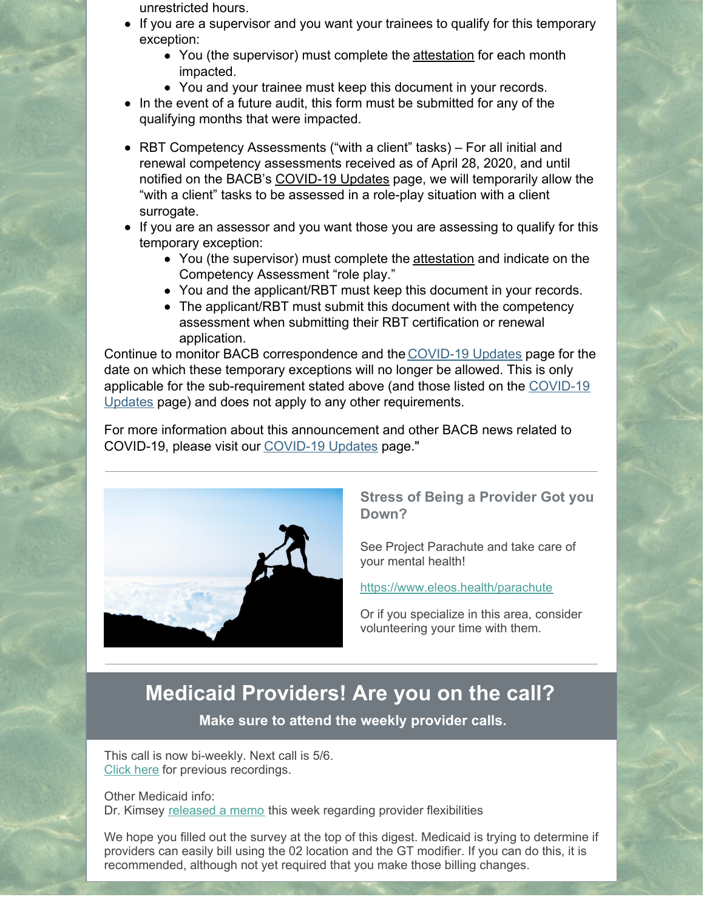unrestricted hours.

- If you are a supervisor and you want your trainees to qualify for this temporary exception:
  - You (the supervisor) must complete the attestation for each month impacted.
  - You and your trainee must keep this document in your records.
- In the event of a future audit, this form must be submitted for any of the qualifying months that were impacted.

- RBT Competency Assessments ("with a client" tasks) – For all initial and renewal competency assessments received as of April 28, 2020, and until notified on the BACB's COVID-19 Updates page, we will temporarily allow the "with a client" tasks to be assessed in a role-play situation with a client surrogate.
- If you are an assessor and you want those you are assessing to qualify for this temporary exception:
  - You (the supervisor) must complete the attestation and indicate on the Competency Assessment "role play."
  - You and the applicant/RBT must keep this document in your records.
  - The applicant/RBT must submit this document with the competency assessment when submitting their RBT certification or renewal application.

Continue to monitor BACB correspondence and the COVID-19 Updates page for the date on which these temporary exceptions will no longer be allowed. This is only applicable for the sub-requirement stated above (and those listed on the COVID-19 Updates page) and does not apply to any other requirements.

For more information about this announcement and other BACB news related to COVID-19, please visit our COVID-19 Updates page."

---

### Stress of Being a Provider Got you Down?

See Project Parachute and take care of your mental health!

https://www.eleos.health/parachute

Or if you specialize in this area, consider volunteering your time with them.

---

## Medicaid Providers! Are you on the call?

**Make sure to attend the weekly provider calls.**

This call is now bi-weekly. Next call is 5/6.
Click here for previous recordings.

Other Medicaid info:
Dr. Kimsey released a memo this week regarding provider flexibilities

We hope you filled out the survey at the top of this digest. Medicaid is trying to determine if providers can easily bill using the 02 location and the GT modifier. If you can do this, it is recommended, although not yet required that you make those billing changes.